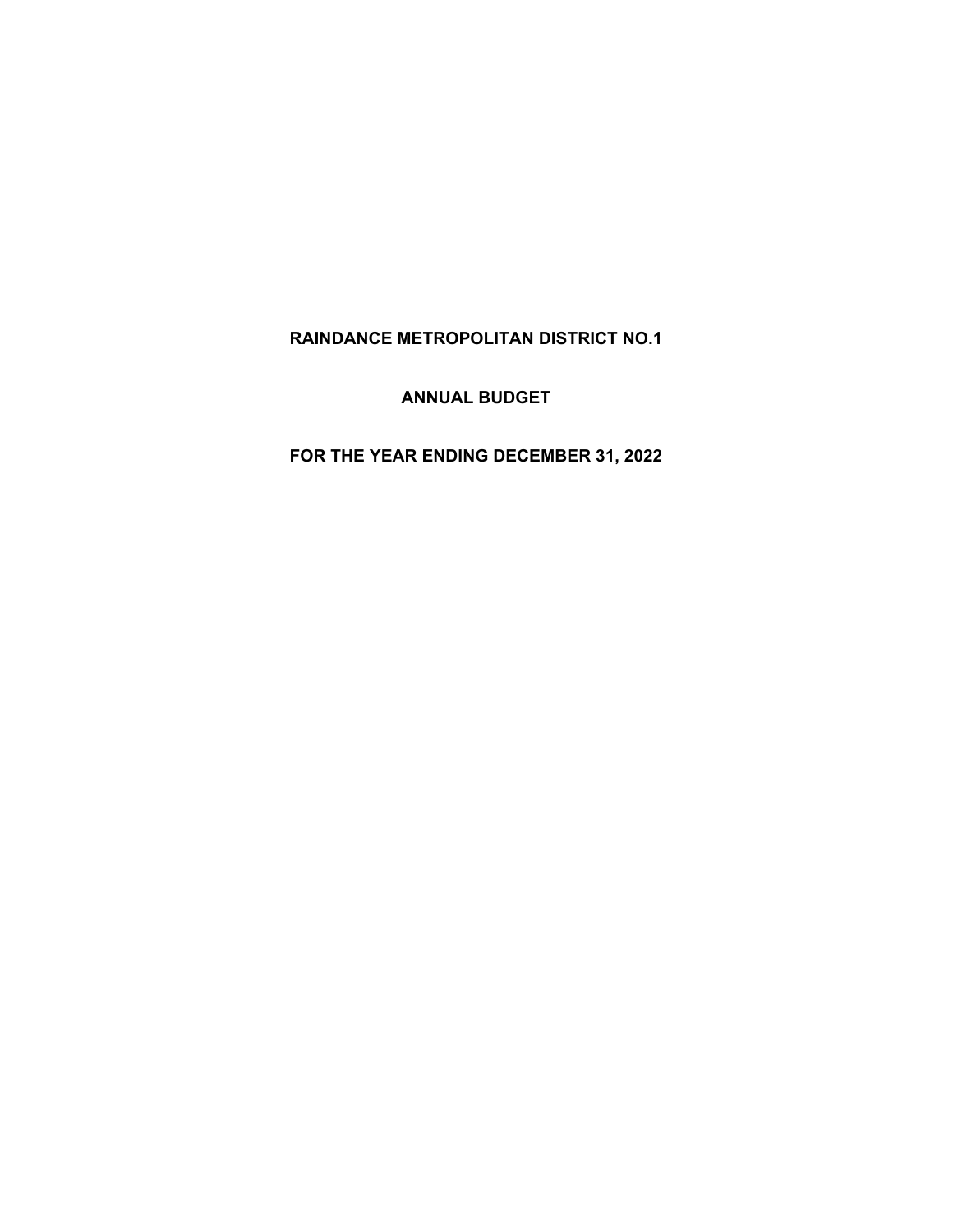# RAINDANCE METROPOLITAN DISTRICT NO.1

## ANNUAL BUDGET

## FOR THE YEAR ENDING DECEMBER 31, 2022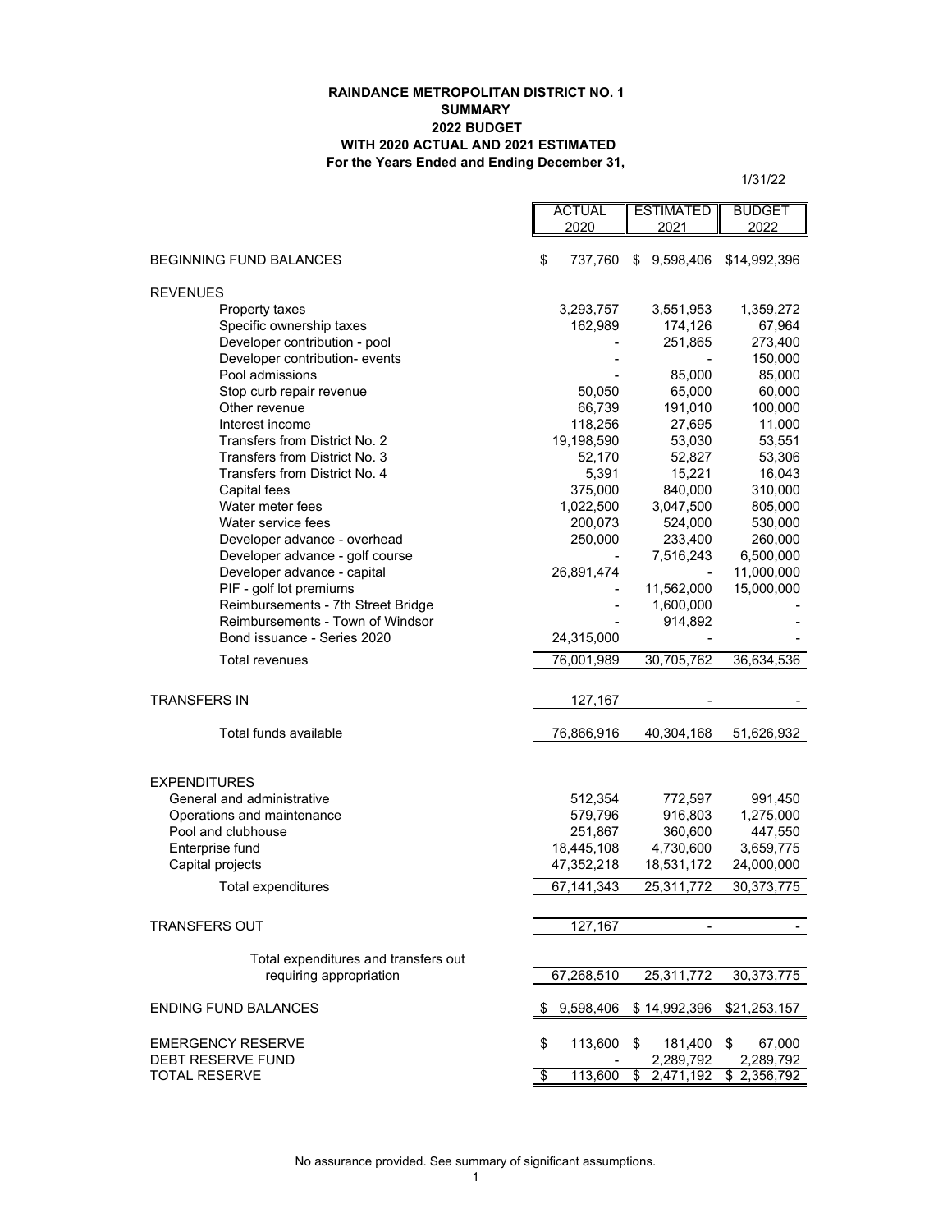**RAINDANCE METROPOLITAN DISTRICT NO. 1**
**SUMMARY**
**2022 BUDGET**
**WITH 2020 ACTUAL AND 2021 ESTIMATED**
**For the Years Ended and Ending December 31,**

1/31/22

| | ACTUAL 2020 | ESTIMATED 2021 | BUDGET 2022 |
|---|---|---|---|
| BEGINNING FUND BALANCES | $ 737,760 | $ 9,598,406 | $14,992,396 |
| REVENUES | | | |
| Property taxes | 3,293,757 | 3,551,953 | 1,359,272 |
| Specific ownership taxes | 162,989 | 174,126 | 67,964 |
| Developer contribution - pool | - | 251,865 | 273,400 |
| Developer contribution- events | - | - | 150,000 |
| Pool admissions | - | 85,000 | 85,000 |
| Stop curb repair revenue | 50,050 | 65,000 | 60,000 |
| Other revenue | 66,739 | 191,010 | 100,000 |
| Interest income | 118,256 | 27,695 | 11,000 |
| Transfers from District No. 2 | 19,198,590 | 53,030 | 53,551 |
| Transfers from District No. 3 | 52,170 | 52,827 | 53,306 |
| Transfers from District No. 4 | 5,391 | 15,221 | 16,043 |
| Capital fees | 375,000 | 840,000 | 310,000 |
| Water meter fees | 1,022,500 | 3,047,500 | 805,000 |
| Water service fees | 200,073 | 524,000 | 530,000 |
| Developer advance - overhead | 250,000 | 233,400 | 260,000 |
| Developer advance - golf course | - | 7,516,243 | 6,500,000 |
| Developer advance - capital | 26,891,474 | - | 11,000,000 |
| PIF - golf lot premiums | - | 11,562,000 | 15,000,000 |
| Reimbursements - 7th Street Bridge | - | 1,600,000 | - |
| Reimbursements - Town of Windsor | - | 914,892 | - |
| Bond issuance - Series 2020 | 24,315,000 | - | - |
| Total revenues | 76,001,989 | 30,705,762 | 36,634,536 |
| TRANSFERS IN | 127,167 | - | - |
| Total funds available | 76,866,916 | 40,304,168 | 51,626,932 |
| EXPENDITURES | | | |
| General and administrative | 512,354 | 772,597 | 991,450 |
| Operations and maintenance | 579,796 | 916,803 | 1,275,000 |
| Pool and clubhouse | 251,867 | 360,600 | 447,550 |
| Enterprise fund | 18,445,108 | 4,730,600 | 3,659,775 |
| Capital projects | 47,352,218 | 18,531,172 | 24,000,000 |
| Total expenditures | 67,141,343 | 25,311,772 | 30,373,775 |
| TRANSFERS OUT | 127,167 | - | - |
| Total expenditures and transfers out requiring appropriation | 67,268,510 | 25,311,772 | 30,373,775 |
| ENDING FUND BALANCES | $ 9,598,406 | $ 14,992,396 | $21,253,157 |
| EMERGENCY RESERVE | $ 113,600 | $ 181,400 | $ 67,000 |
| DEBT RESERVE FUND | - | 2,289,792 | 2,289,792 |
| TOTAL RESERVE | $ 113,600 | $ 2,471,192 | $ 2,356,792 |

No assurance provided. See summary of significant assumptions.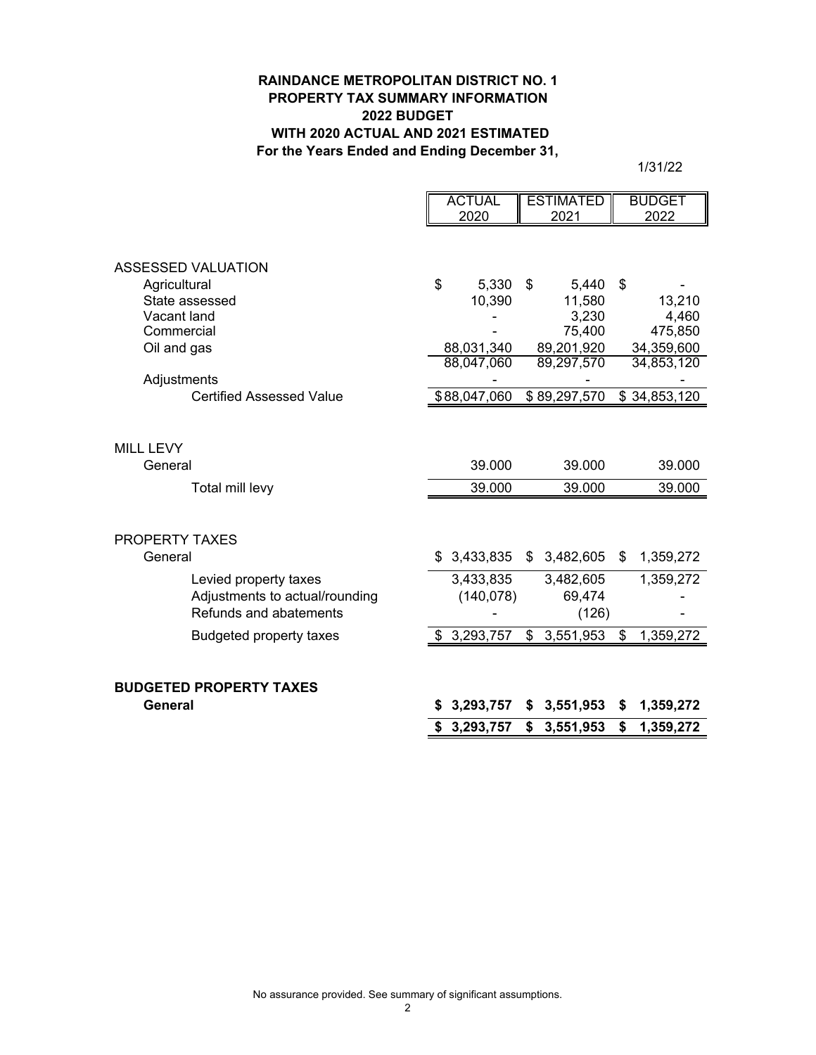**RAINDANCE METROPOLITAN DISTRICT NO. 1**
**PROPERTY TAX SUMMARY INFORMATION**
**2022 BUDGET**
**WITH 2020 ACTUAL AND 2021 ESTIMATED**
**For the Years Ended and Ending December 31,**

1/31/22

| | ACTUAL 2020 | ESTIMATED 2021 | BUDGET 2022 |
|---|---|---|---|
| ASSESSED VALUATION | | | |
| Agricultural | $ 5,330 | $ 5,440 | $ - |
| State assessed | 10,390 | 11,580 | 13,210 |
| Vacant land | - | 3,230 | 4,460 |
| Commercial | - | 75,400 | 475,850 |
| Oil and gas | 88,031,340 | 89,201,920 | 34,359,600 |
| | 88,047,060 | 89,297,570 | 34,853,120 |
| Adjustments | - | - | - |
| Certified Assessed Value | $ 88,047,060 | $ 89,297,570 | $ 34,853,120 |
| MILL LEVY | | | |
| General | 39.000 | 39.000 | 39.000 |
| Total mill levy | 39.000 | 39.000 | 39.000 |
| PROPERTY TAXES | | | |
| General | $ 3,433,835 | $ 3,482,605 | $ 1,359,272 |
| Levied property taxes | 3,433,835 | 3,482,605 | 1,359,272 |
| Adjustments to actual/rounding | (140,078) | 69,474 | - |
| Refunds and abatements | - | (126) | - |
| Budgeted property taxes | $ 3,293,757 | $ 3,551,953 | $ 1,359,272 |
| **BUDGETED PROPERTY TAXES** | | | |
| **General** | **$ 3,293,757** | **$ 3,551,953** | **$ 1,359,272** |
| | **$ 3,293,757** | **$ 3,551,953** | **$ 1,359,272** |

No assurance provided. See summary of significant assumptions.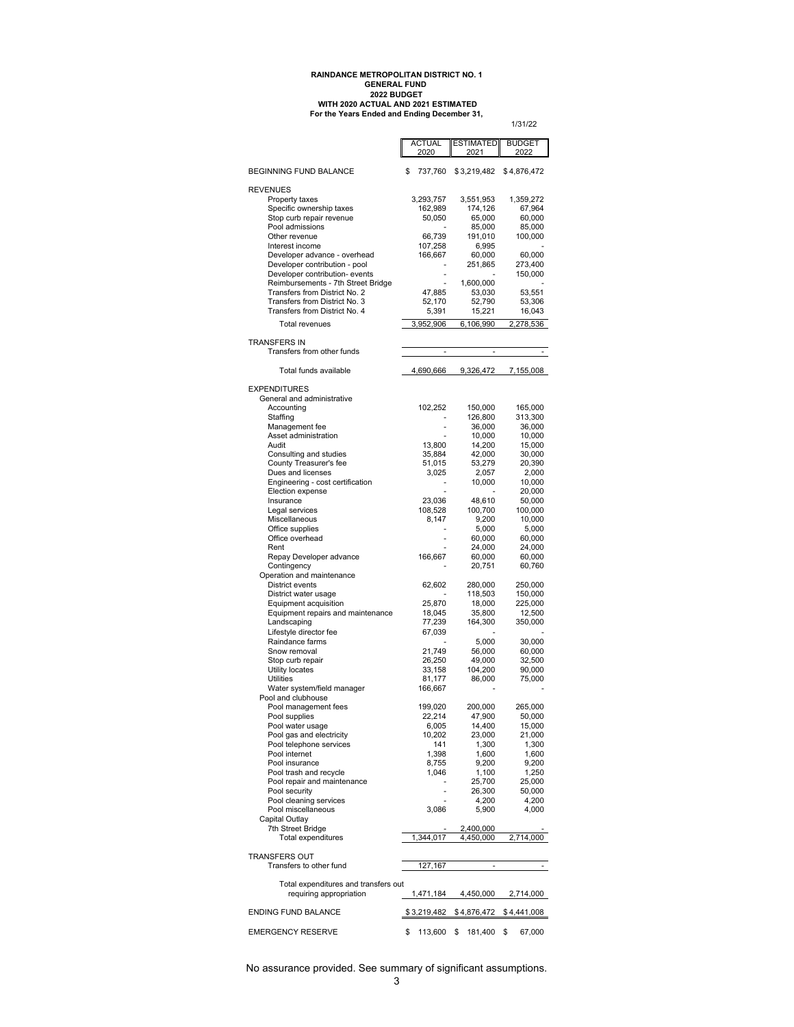**RAINDANCE METROPOLITAN DISTRICT NO. 1**
**GENERAL FUND**
**2022 BUDGET**
**WITH 2020 ACTUAL AND 2021 ESTIMATED**
**For the Years Ended and Ending December 31,**

1/31/22

| | ACTUAL 2020 | ESTIMATED 2021 | BUDGET 2022 |
|---|---|---|---|
| BEGINNING FUND BALANCE | $ 737,760 | $ 3,219,482 | $ 4,876,472 |
| REVENUES | | | |
| Property taxes | 3,293,757 | 3,551,953 | 1,359,272 |
| Specific ownership taxes | 162,989 | 174,126 | 67,964 |
| Stop curb repair revenue | 50,050 | 65,000 | 60,000 |
| Pool admissions | - | 85,000 | 85,000 |
| Other revenue | 66,739 | 191,010 | 100,000 |
| Interest income | 107,258 | 6,995 | - |
| Developer advance - overhead | 166,667 | 60,000 | 60,000 |
| Developer contribution - pool | - | 251,865 | 273,400 |
| Developer contribution- events | - | - | 150,000 |
| Reimbursements - 7th Street Bridge | - | 1,600,000 | - |
| Transfers from District No. 2 | 47,885 | 53,030 | 53,551 |
| Transfers from District No. 3 | 52,170 | 52,790 | 53,306 |
| Transfers from District No. 4 | 5,391 | 15,221 | 16,043 |
| Total revenues | 3,952,906 | 6,106,990 | 2,278,536 |
| TRANSFERS IN | | | |
| Transfers from other funds | - | - | - |
| Total funds available | 4,690,666 | 9,326,472 | 7,155,008 |
| EXPENDITURES | | | |
| General and administrative | | | |
| Accounting | 102,252 | 150,000 | 165,000 |
| Staffing | - | 126,800 | 313,300 |
| Management fee | - | 36,000 | 36,000 |
| Asset administration | - | 10,000 | 10,000 |
| Audit | 13,800 | 14,200 | 15,000 |
| Consulting and studies | 35,884 | 42,000 | 30,000 |
| County Treasurer's fee | 51,015 | 53,279 | 20,390 |
| Dues and licenses | 3,025 | 2,057 | 2,000 |
| Engineering - cost certification | - | 10,000 | 10,000 |
| Election expense | - | - | 20,000 |
| Insurance | 23,036 | 48,610 | 50,000 |
| Legal services | 108,528 | 100,700 | 100,000 |
| Miscellaneous | 8,147 | 9,200 | 10,000 |
| Office supplies | - | 5,000 | 5,000 |
| Office overhead | - | 60,000 | 60,000 |
| Rent | - | 24,000 | 24,000 |
| Repay Developer advance | 166,667 | 60,000 | 60,000 |
| Contingency | - | 20,751 | 60,760 |
| Operation and maintenance | | | |
| District events | 62,602 | 280,000 | 250,000 |
| District water usage | - | 118,503 | 150,000 |
| Equipment acquisition | 25,870 | 18,000 | 225,000 |
| Equipment repairs and maintenance | 18,045 | 35,800 | 12,500 |
| Landscaping | 77,239 | 164,300 | 350,000 |
| Lifestyle director fee | 67,039 | - | - |
| Raindance farms | - | 5,000 | 30,000 |
| Snow removal | 21,749 | 56,000 | 60,000 |
| Stop curb repair | 26,250 | 49,000 | 32,500 |
| Utility locates | 33,158 | 104,200 | 90,000 |
| Utilities | 81,177 | 86,000 | 75,000 |
| Water system/field manager | 166,667 | - | - |
| Pool and clubhouse | | | |
| Pool management fees | 199,020 | 200,000 | 265,000 |
| Pool supplies | 22,214 | 47,900 | 50,000 |
| Pool water usage | 6,005 | 14,400 | 15,000 |
| Pool gas and electricity | 10,202 | 23,000 | 21,000 |
| Pool telephone services | 141 | 1,300 | 1,300 |
| Pool internet | 1,398 | 1,600 | 1,600 |
| Pool insurance | 8,755 | 9,200 | 9,200 |
| Pool trash and recycle | 1,046 | 1,100 | 1,250 |
| Pool repair and maintenance | - | 25,700 | 25,000 |
| Pool security | - | 26,300 | 50,000 |
| Pool cleaning services | - | 4,200 | 4,200 |
| Pool miscellaneous | 3,086 | 5,900 | 4,000 |
| Capital Outlay | | | |
| 7th Street Bridge | - | 2,400,000 | - |
| Total expenditures | 1,344,017 | 4,450,000 | 2,714,000 |
| TRANSFERS OUT | | | |
| Transfers to other fund | 127,167 | - | - |
| Total expenditures and transfers out requiring appropriation | 1,471,184 | 4,450,000 | 2,714,000 |
| ENDING FUND BALANCE | $ 3,219,482 | $ 4,876,472 | $ 4,441,008 |
| EMERGENCY RESERVE | $ 113,600 | $ 181,400 | $ 67,000 |

No assurance provided. See summary of significant assumptions.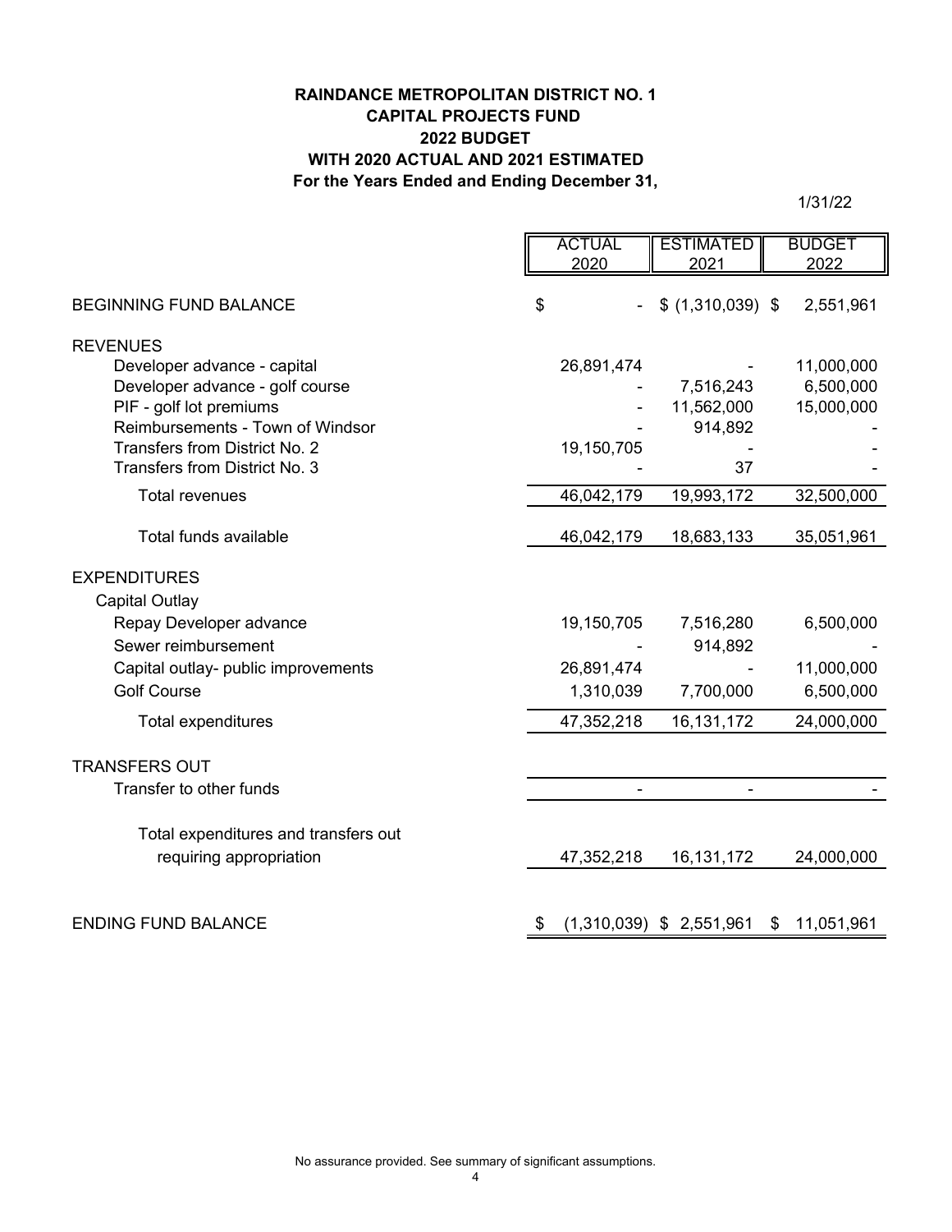**RAINDANCE METROPOLITAN DISTRICT NO. 1**
**CAPITAL PROJECTS FUND**
**2022 BUDGET**
**WITH 2020 ACTUAL AND 2021 ESTIMATED**
**For the Years Ended and Ending December 31,**

1/31/22

| | ACTUAL 2020 | ESTIMATED 2021 | BUDGET 2022 |
|---|---|---|---|
| BEGINNING FUND BALANCE | $ - | $ (1,310,039) | $ 2,551,961 |
| REVENUES | | | |
| Developer advance - capital | 26,891,474 | - | 11,000,000 |
| Developer advance - golf course | - | 7,516,243 | 6,500,000 |
| PIF - golf lot premiums | - | 11,562,000 | 15,000,000 |
| Reimbursements - Town of Windsor | - | 914,892 | - |
| Transfers from District No. 2 | 19,150,705 | - | - |
| Transfers from District No. 3 | - | 37 | - |
| Total revenues | 46,042,179 | 19,993,172 | 32,500,000 |
| Total funds available | 46,042,179 | 18,683,133 | 35,051,961 |
| EXPENDITURES | | | |
| Capital Outlay | | | |
| Repay Developer advance | 19,150,705 | 7,516,280 | 6,500,000 |
| Sewer reimbursement | - | 914,892 | - |
| Capital outlay- public improvements | 26,891,474 | - | 11,000,000 |
| Golf Course | 1,310,039 | 7,700,000 | 6,500,000 |
| Total expenditures | 47,352,218 | 16,131,172 | 24,000,000 |
| TRANSFERS OUT | | | |
| Transfer to other funds | - | - | - |
| Total expenditures and transfers out requiring appropriation | 47,352,218 | 16,131,172 | 24,000,000 |
| ENDING FUND BALANCE | $ (1,310,039) | $ 2,551,961 | $ 11,051,961 |

No assurance provided. See summary of significant assumptions.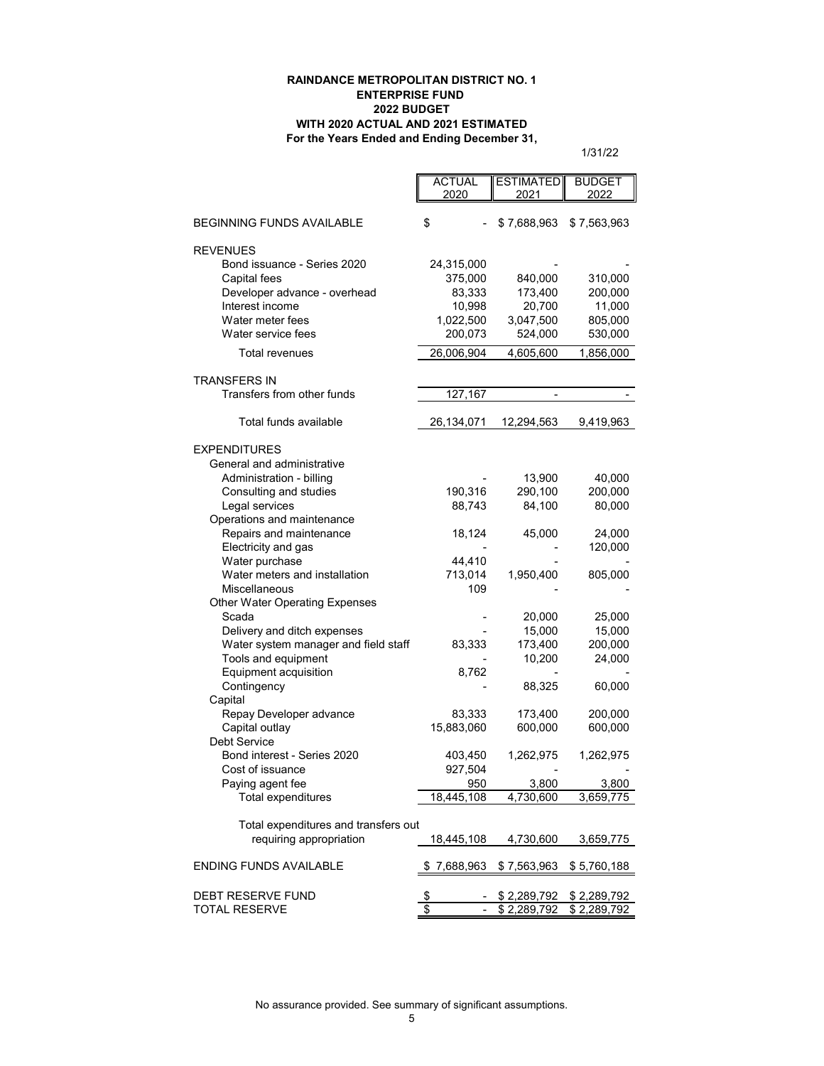**RAINDANCE METROPOLITAN DISTRICT NO. 1**
**ENTERPRISE FUND**
**2022 BUDGET**
**WITH 2020 ACTUAL AND 2021 ESTIMATED**
**For the Years Ended and Ending December 31,**

1/31/22

| | ACTUAL 2020 | ESTIMATED 2021 | BUDGET 2022 |
|---|---|---|---|
| BEGINNING FUNDS AVAILABLE | $ - | $ 7,688,963 | $ 7,563,963 |
| REVENUES | | | |
| Bond issuance - Series 2020 | 24,315,000 | - | - |
| Capital fees | 375,000 | 840,000 | 310,000 |
| Developer advance - overhead | 83,333 | 173,400 | 200,000 |
| Interest income | 10,998 | 20,700 | 11,000 |
| Water meter fees | 1,022,500 | 3,047,500 | 805,000 |
| Water service fees | 200,073 | 524,000 | 530,000 |
| Total revenues | 26,006,904 | 4,605,600 | 1,856,000 |
| TRANSFERS IN | | | |
| Transfers from other funds | 127,167 | - | - |
| Total funds available | 26,134,071 | 12,294,563 | 9,419,963 |
| EXPENDITURES | | | |
| General and administrative | | | |
| Administration - billing | - | 13,900 | 40,000 |
| Consulting and studies | 190,316 | 290,100 | 200,000 |
| Legal services | 88,743 | 84,100 | 80,000 |
| Operations and maintenance | | | |
| Repairs and maintenance | 18,124 | 45,000 | 24,000 |
| Electricity and gas | - | - | 120,000 |
| Water purchase | 44,410 | - | - |
| Water meters and installation | 713,014 | 1,950,400 | 805,000 |
| Miscellaneous | 109 | - | - |
| Other Water Operating Expenses | | | |
| Scada | - | 20,000 | 25,000 |
| Delivery and ditch expenses | - | 15,000 | 15,000 |
| Water system manager and field staff | 83,333 | 173,400 | 200,000 |
| Tools and equipment | - | 10,200 | 24,000 |
| Equipment acquisition | 8,762 | - | - |
| Contingency | - | 88,325 | 60,000 |
| Capital | | | |
| Repay Developer advance | 83,333 | 173,400 | 200,000 |
| Capital outlay | 15,883,060 | 600,000 | 600,000 |
| Debt Service | | | |
| Bond interest - Series 2020 | 403,450 | 1,262,975 | 1,262,975 |
| Cost of issuance | 927,504 | - | - |
| Paying agent fee | 950 | 3,800 | 3,800 |
| Total expenditures | 18,445,108 | 4,730,600 | 3,659,775 |
| Total expenditures and transfers out requiring appropriation | 18,445,108 | 4,730,600 | 3,659,775 |
| ENDING FUNDS AVAILABLE | $ 7,688,963 | $ 7,563,963 | $ 5,760,188 |
| DEBT RESERVE FUND | $ - | $ 2,289,792 | $ 2,289,792 |
| TOTAL RESERVE | $ - | $ 2,289,792 | $ 2,289,792 |

No assurance provided. See summary of significant assumptions.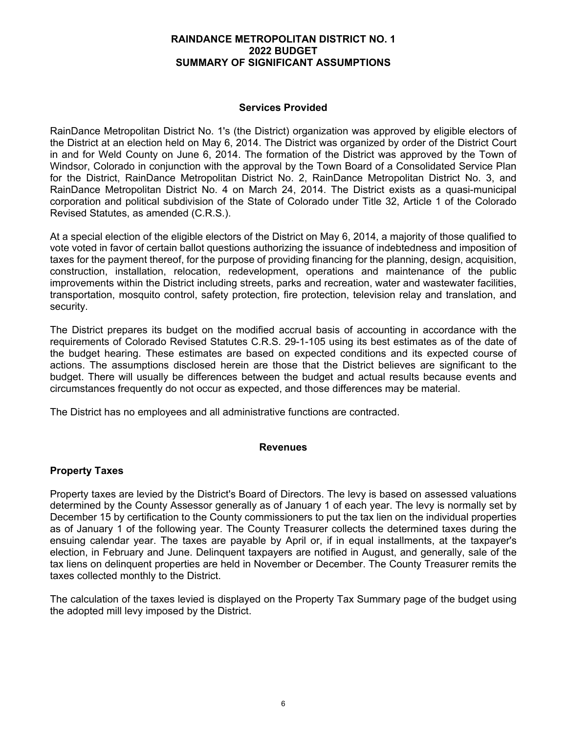# RAINDANCE METROPOLITAN DISTRICT NO. 1
# 2022 BUDGET
# SUMMARY OF SIGNIFICANT ASSUMPTIONS

## Services Provided

RainDance Metropolitan District No. 1's (the District) organization was approved by eligible electors of the District at an election held on May 6, 2014. The District was organized by order of the District Court in and for Weld County on June 6, 2014. The formation of the District was approved by the Town of Windsor, Colorado in conjunction with the approval by the Town Board of a Consolidated Service Plan for the District, RainDance Metropolitan District No. 2, RainDance Metropolitan District No. 3, and RainDance Metropolitan District No. 4 on March 24, 2014. The District exists as a quasi-municipal corporation and political subdivision of the State of Colorado under Title 32, Article 1 of the Colorado Revised Statutes, as amended (C.R.S.).

At a special election of the eligible electors of the District on May 6, 2014, a majority of those qualified to vote voted in favor of certain ballot questions authorizing the issuance of indebtedness and imposition of taxes for the payment thereof, for the purpose of providing financing for the planning, design, acquisition, construction, installation, relocation, redevelopment, operations and maintenance of the public improvements within the District including streets, parks and recreation, water and wastewater facilities, transportation, mosquito control, safety protection, fire protection, television relay and translation, and security.

The District prepares its budget on the modified accrual basis of accounting in accordance with the requirements of Colorado Revised Statutes C.R.S. 29-1-105 using its best estimates as of the date of the budget hearing. These estimates are based on expected conditions and its expected course of actions. The assumptions disclosed herein are those that the District believes are significant to the budget. There will usually be differences between the budget and actual results because events and circumstances frequently do not occur as expected, and those differences may be material.

The District has no employees and all administrative functions are contracted.

## Revenues

### Property Taxes

Property taxes are levied by the District's Board of Directors. The levy is based on assessed valuations determined by the County Assessor generally as of January 1 of each year. The levy is normally set by December 15 by certification to the County commissioners to put the tax lien on the individual properties as of January 1 of the following year. The County Treasurer collects the determined taxes during the ensuing calendar year. The taxes are payable by April or, if in equal installments, at the taxpayer's election, in February and June. Delinquent taxpayers are notified in August, and generally, sale of the tax liens on delinquent properties are held in November or December. The County Treasurer remits the taxes collected monthly to the District.

The calculation of the taxes levied is displayed on the Property Tax Summary page of the budget using the adopted mill levy imposed by the District.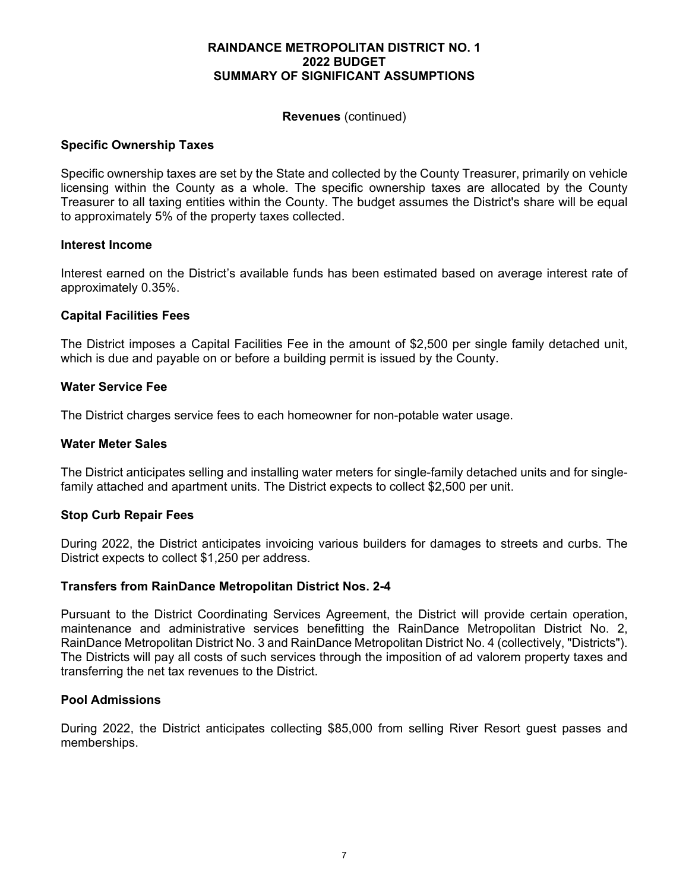# RAINDANCE METROPOLITAN DISTRICT NO. 1
# 2022 BUDGET
# SUMMARY OF SIGNIFICANT ASSUMPTIONS

**Revenues** (continued)

### Specific Ownership Taxes

Specific ownership taxes are set by the State and collected by the County Treasurer, primarily on vehicle licensing within the County as a whole. The specific ownership taxes are allocated by the County Treasurer to all taxing entities within the County. The budget assumes the District's share will be equal to approximately 5% of the property taxes collected.

### Interest Income

Interest earned on the District's available funds has been estimated based on average interest rate of approximately 0.35%.

### Capital Facilities Fees

The District imposes a Capital Facilities Fee in the amount of $2,500 per single family detached unit, which is due and payable on or before a building permit is issued by the County.

### Water Service Fee

The District charges service fees to each homeowner for non-potable water usage.

### Water Meter Sales

The District anticipates selling and installing water meters for single-family detached units and for single-family attached and apartment units. The District expects to collect $2,500 per unit.

### Stop Curb Repair Fees

During 2022, the District anticipates invoicing various builders for damages to streets and curbs. The District expects to collect $1,250 per address.

### Transfers from RainDance Metropolitan District Nos. 2-4

Pursuant to the District Coordinating Services Agreement, the District will provide certain operation, maintenance and administrative services benefitting the RainDance Metropolitan District No. 2, RainDance Metropolitan District No. 3 and RainDance Metropolitan District No. 4 (collectively, "Districts"). The Districts will pay all costs of such services through the imposition of ad valorem property taxes and transferring the net tax revenues to the District.

### Pool Admissions

During 2022, the District anticipates collecting $85,000 from selling River Resort guest passes and memberships.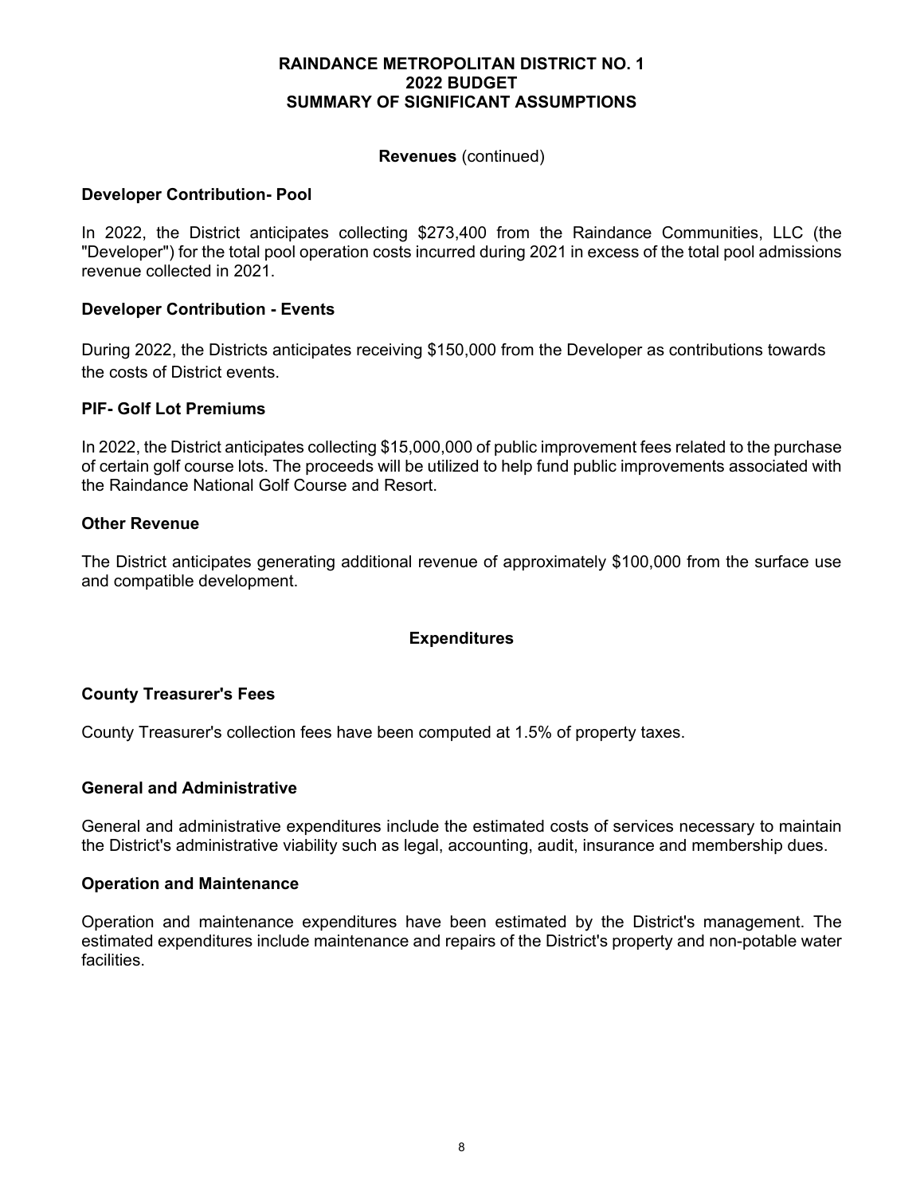# RAINDANCE METROPOLITAN DISTRICT NO. 1
## 2022 BUDGET
## SUMMARY OF SIGNIFICANT ASSUMPTIONS

### Revenues (continued)

**Developer Contribution- Pool**

In 2022, the District anticipates collecting $273,400 from the Raindance Communities, LLC (the "Developer") for the total pool operation costs incurred during 2021 in excess of the total pool admissions revenue collected in 2021.

**Developer Contribution - Events**

During 2022, the Districts anticipates receiving $150,000 from the Developer as contributions towards the costs of District events.

**PIF- Golf Lot Premiums**

In 2022, the District anticipates collecting $15,000,000 of public improvement fees related to the purchase of certain golf course lots. The proceeds will be utilized to help fund public improvements associated with the Raindance National Golf Course and Resort.

**Other Revenue**

The District anticipates generating additional revenue of approximately $100,000 from the surface use and compatible development.

### Expenditures

**County Treasurer's Fees**

County Treasurer's collection fees have been computed at 1.5% of property taxes.

**General and Administrative**

General and administrative expenditures include the estimated costs of services necessary to maintain the District's administrative viability such as legal, accounting, audit, insurance and membership dues.

**Operation and Maintenance**

Operation and maintenance expenditures have been estimated by the District's management. The estimated expenditures include maintenance and repairs of the District's property and non-potable water facilities.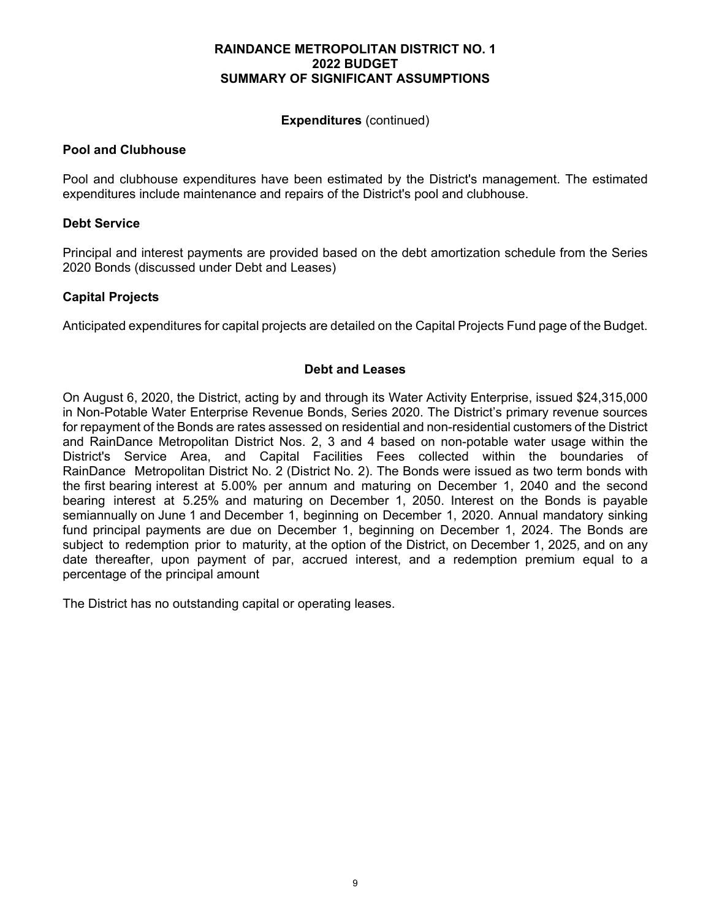# RAINDANCE METROPOLITAN DISTRICT NO. 1
## 2022 BUDGET
## SUMMARY OF SIGNIFICANT ASSUMPTIONS

**Expenditures** (continued)

### Pool and Clubhouse

Pool and clubhouse expenditures have been estimated by the District's management. The estimated expenditures include maintenance and repairs of the District's pool and clubhouse.

### Debt Service

Principal and interest payments are provided based on the debt amortization schedule from the Series 2020 Bonds (discussed under Debt and Leases)

### Capital Projects

Anticipated expenditures for capital projects are detailed on the Capital Projects Fund page of the Budget.

## Debt and Leases

On August 6, 2020, the District, acting by and through its Water Activity Enterprise, issued $24,315,000 in Non-Potable Water Enterprise Revenue Bonds, Series 2020. The District's primary revenue sources for repayment of the Bonds are rates assessed on residential and non-residential customers of the District and RainDance Metropolitan District Nos. 2, 3 and 4 based on non-potable water usage within the District's Service Area, and Capital Facilities Fees collected within the boundaries of RainDance Metropolitan District No. 2 (District No. 2). The Bonds were issued as two term bonds with the first bearing interest at 5.00% per annum and maturing on December 1, 2040 and the second bearing interest at 5.25% and maturing on December 1, 2050. Interest on the Bonds is payable semiannually on June 1 and December 1, beginning on December 1, 2020. Annual mandatory sinking fund principal payments are due on December 1, beginning on December 1, 2024. The Bonds are subject to redemption prior to maturity, at the option of the District, on December 1, 2025, and on any date thereafter, upon payment of par, accrued interest, and a redemption premium equal to a percentage of the principal amount

The District has no outstanding capital or operating leases.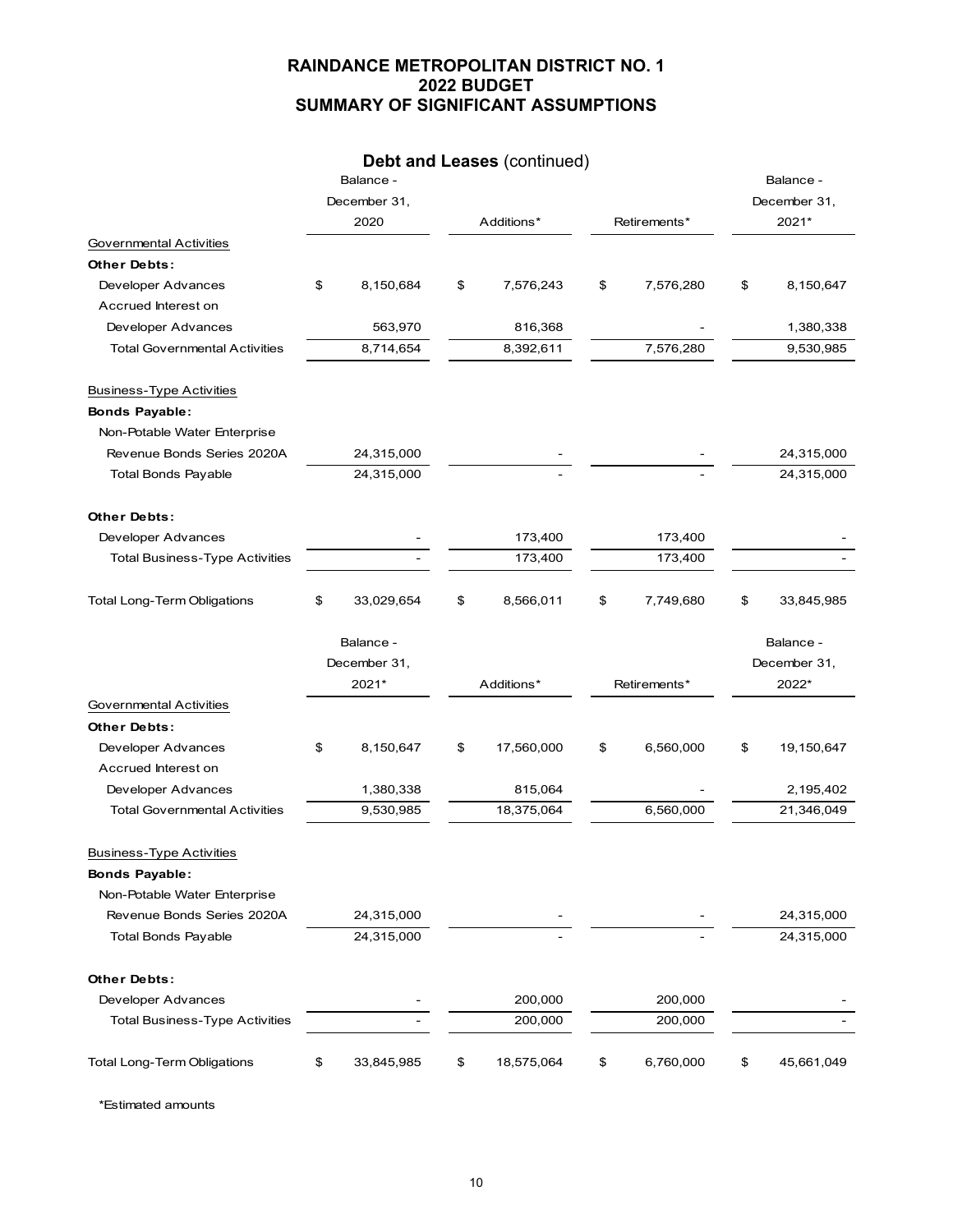# RAINDANCE METROPOLITAN DISTRICT NO. 1
# 2022 BUDGET
# SUMMARY OF SIGNIFICANT ASSUMPTIONS

## Debt and Leases (continued)

| | Balance - December 31, 2020 | Additions* | Retirements* | Balance - December 31, 2021* |
|---|---|---|---|---|
| Governmental Activities | | | | |
| **Other Debts:** | | | | |
| Developer Advances | $ 8,150,684 | $ 7,576,243 | $ 7,576,280 | $ 8,150,647 |
| Accrued Interest on Developer Advances | 563,970 | 816,368 | - | 1,380,338 |
| Total Governmental Activities | 8,714,654 | 8,392,611 | 7,576,280 | 9,530,985 |
| Business-Type Activities | | | | |
| **Bonds Payable:** | | | | |
| Non-Potable Water Enterprise Revenue Bonds Series 2020A | 24,315,000 | - | - | 24,315,000 |
| Total Bonds Payable | 24,315,000 | - | - | 24,315,000 |
| **Other Debts:** | | | | |
| Developer Advances | - | 173,400 | 173,400 | - |
| Total Business-Type Activities | - | 173,400 | 173,400 | - |
| Total Long-Term Obligations | $ 33,029,654 | $ 8,566,011 | $ 7,749,680 | $ 33,845,985 |

| | Balance - December 31, 2021* | Additions* | Retirements* | Balance - December 31, 2022* |
|---|---|---|---|---|
| Governmental Activities | | | | |
| **Other Debts:** | | | | |
| Developer Advances | $ 8,150,647 | $ 17,560,000 | $ 6,560,000 | $ 19,150,647 |
| Accrued Interest on Developer Advances | 1,380,338 | 815,064 | - | 2,195,402 |
| Total Governmental Activities | 9,530,985 | 18,375,064 | 6,560,000 | 21,346,049 |
| Business-Type Activities | | | | |
| **Bonds Payable:** | | | | |
| Non-Potable Water Enterprise Revenue Bonds Series 2020A | 24,315,000 | - | - | 24,315,000 |
| Total Bonds Payable | 24,315,000 | - | - | 24,315,000 |
| **Other Debts:** | | | | |
| Developer Advances | - | 200,000 | 200,000 | - |
| Total Business-Type Activities | - | 200,000 | 200,000 | - |
| Total Long-Term Obligations | $ 33,845,985 | $ 18,575,064 | $ 6,760,000 | $ 45,661,049 |

*Estimated amounts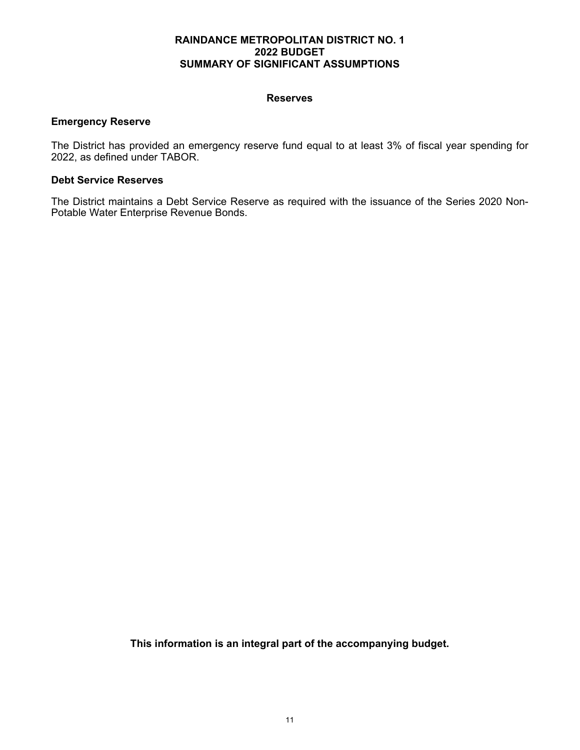# RAINDANCE METROPOLITAN DISTRICT NO. 1
## 2022 BUDGET
## SUMMARY OF SIGNIFICANT ASSUMPTIONS

### Reserves

**Emergency Reserve**

The District has provided an emergency reserve fund equal to at least 3% of fiscal year spending for 2022, as defined under TABOR.

**Debt Service Reserves**

The District maintains a Debt Service Reserve as required with the issuance of the Series 2020 Non-Potable Water Enterprise Revenue Bonds.

**This information is an integral part of the accompanying budget.**